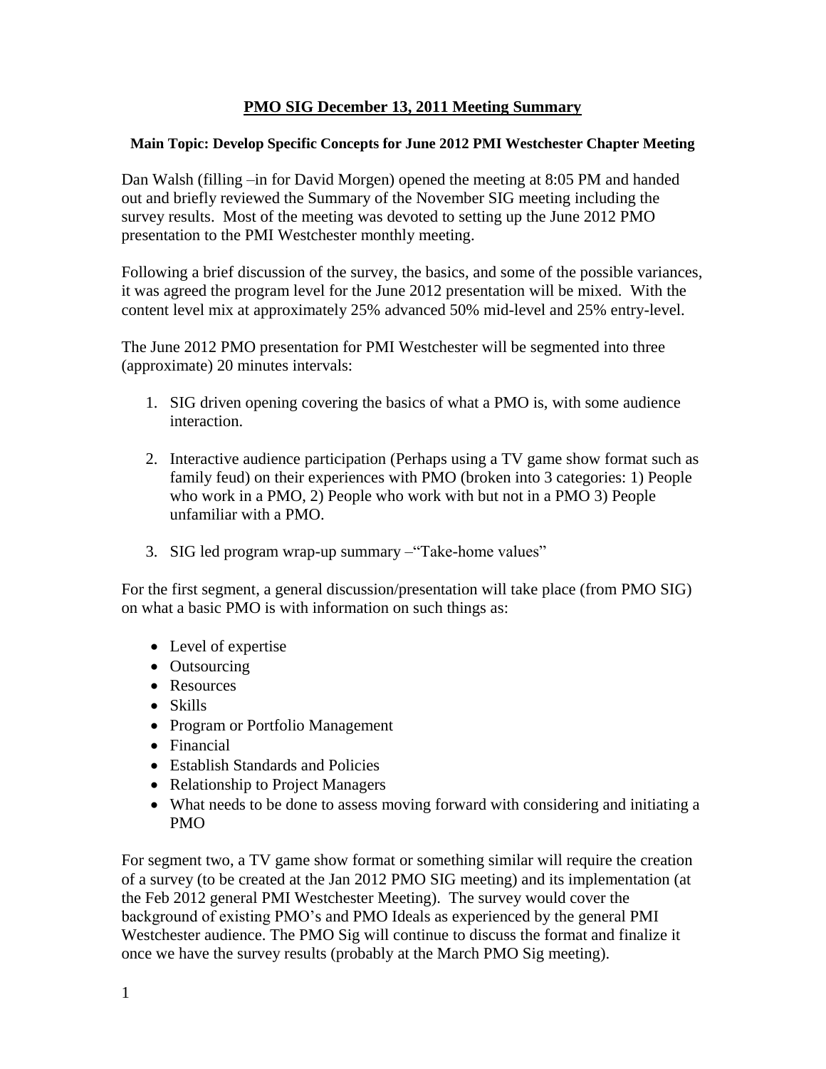# PMO SIG December 13, 2011 Meeting Summary

**Main Topic: Develop Specific Concepts for June 2012 PMI Westchester Chapter Meeting**

Dan Walsh (filling –in for David Morgen) opened the meeting at 8:05 PM and handed out and briefly reviewed the Summary of the November SIG meeting including the survey results. Most of the meeting was devoted to setting up the June 2012 PMO presentation to the PMI Westchester monthly meeting.

Following a brief discussion of the survey, the basics, and some of the possible variances, it was agreed the program level for the June 2012 presentation will be mixed. With the content level mix at approximately 25% advanced 50% mid-level and 25% entry-level.

The June 2012 PMO presentation for PMI Westchester will be segmented into three (approximate) 20 minutes intervals:

1. SIG driven opening covering the basics of what a PMO is, with some audience interaction.
2. Interactive audience participation (Perhaps using a TV game show format such as family feud) on their experiences with PMO (broken into 3 categories: 1) People who work in a PMO, 2) People who work with but not in a PMO 3) People unfamiliar with a PMO.
3. SIG led program wrap-up summary –"Take-home values"

For the first segment, a general discussion/presentation will take place (from PMO SIG) on what a basic PMO is with information on such things as:

- Level of expertise
- Outsourcing
- Resources
- Skills
- Program or Portfolio Management
- Financial
- Establish Standards and Policies
- Relationship to Project Managers
- What needs to be done to assess moving forward with considering and initiating a PMO

For segment two, a TV game show format or something similar will require the creation of a survey (to be created at the Jan 2012 PMO SIG meeting) and its implementation (at the Feb 2012 general PMI Westchester Meeting). The survey would cover the background of existing PMO's and PMO Ideals as experienced by the general PMI Westchester audience. The PMO Sig will continue to discuss the format and finalize it once we have the survey results (probably at the March PMO Sig meeting).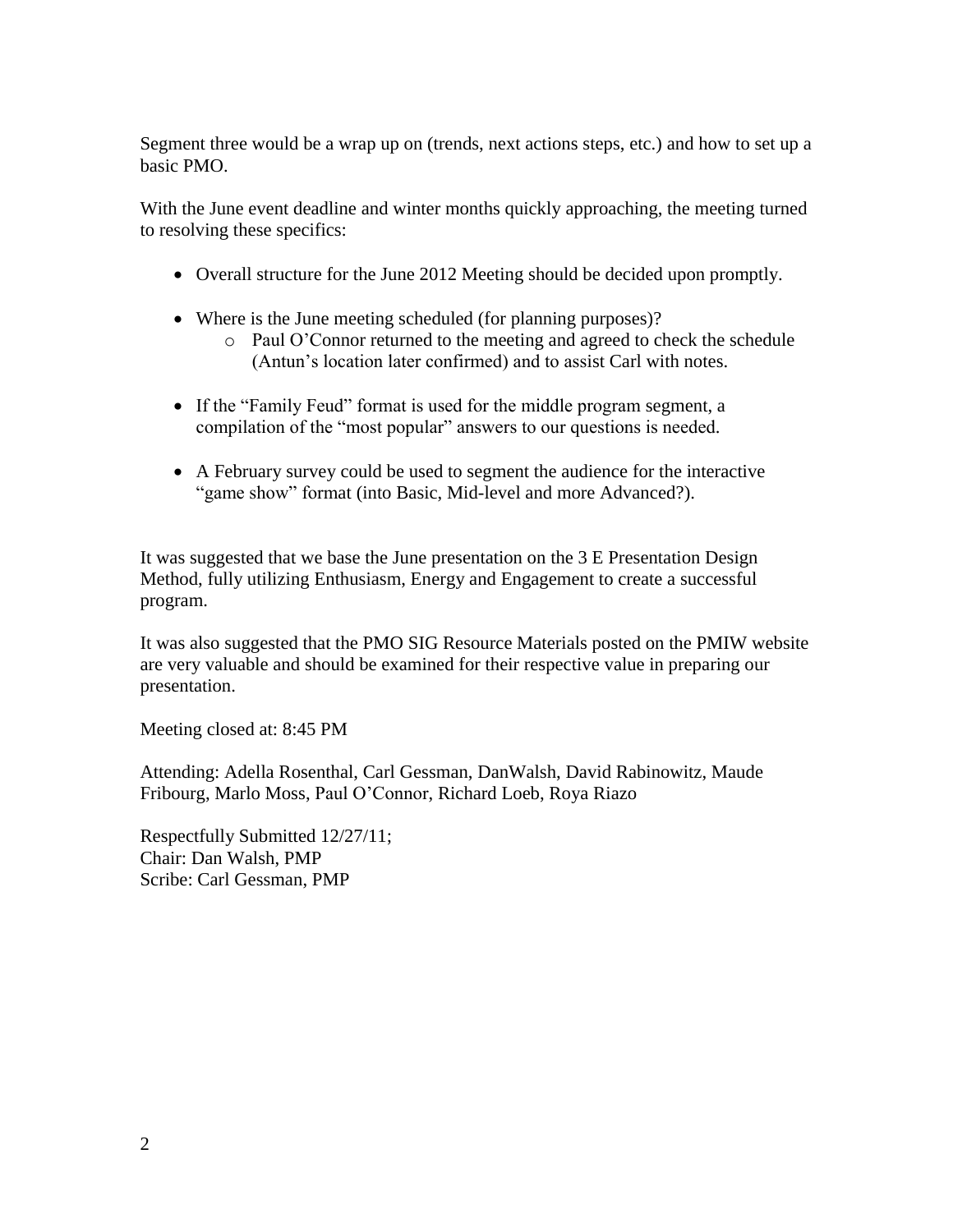Segment three would be a wrap up on (trends, next actions steps, etc.) and how to set up a basic PMO.

With the June event deadline and winter months quickly approaching, the meeting turned to resolving these specifics:

- Overall structure for the June 2012 Meeting should be decided upon promptly.
- Where is the June meeting scheduled (for planning purposes)?
  - Paul O'Connor returned to the meeting and agreed to check the schedule (Antun's location later confirmed) and to assist Carl with notes.
- If the "Family Feud" format is used for the middle program segment, a compilation of the "most popular" answers to our questions is needed.
- A February survey could be used to segment the audience for the interactive "game show" format (into Basic, Mid-level and more Advanced?).

It was suggested that we base the June presentation on the 3 E Presentation Design Method, fully utilizing Enthusiasm, Energy and Engagement to create a successful program.

It was also suggested that the PMO SIG Resource Materials posted on the PMIW website are very valuable and should be examined for their respective value in preparing our presentation.

Meeting closed at: 8:45 PM

Attending: Adella Rosenthal, Carl Gessman, DanWalsh, David Rabinowitz, Maude Fribourg, Marlo Moss, Paul O'Connor, Richard Loeb, Roya Riazo

Respectfully Submitted 12/27/11;
Chair: Dan Walsh, PMP
Scribe: Carl Gessman, PMP